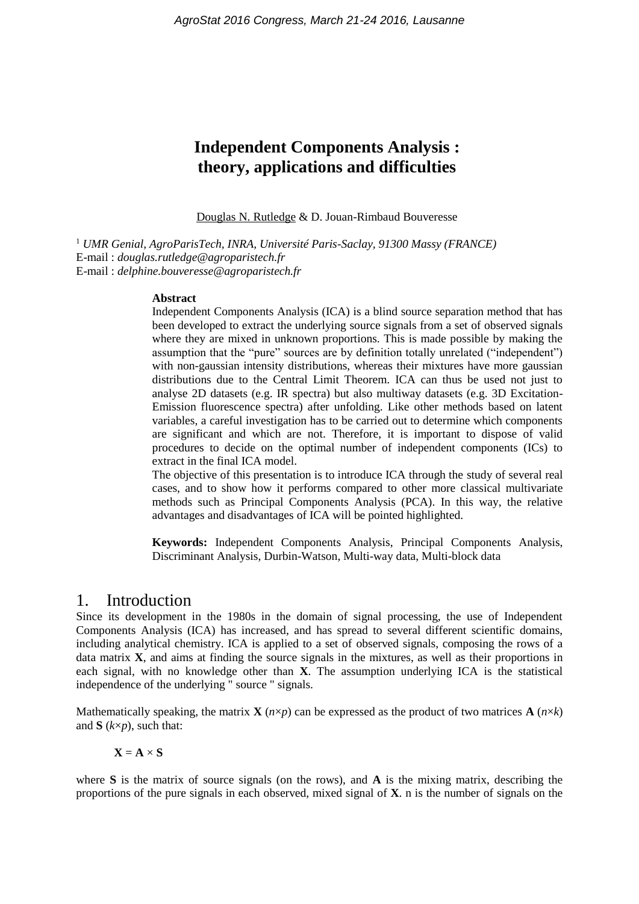# Independent Components Analysis : theory, applications and difficulties

Douglas N. Rutledge & D. Jouan-Rimbaud Bouveresse

[1] *UMR Genial, AgroParisTech, INRA, Université Paris-Saclay, 91300 Massy (FRANCE)*
E-mail : *douglas.rutledge@agroparistech.fr*
E-mail : *delphine.bouveresse@agroparistech.fr*

**Abstract**

Independent Components Analysis (ICA) is a blind source separation method that has been developed to extract the underlying source signals from a set of observed signals where they are mixed in unknown proportions. This is made possible by making the assumption that the "pure" sources are by definition totally unrelated ("independent") with non-gaussian intensity distributions, whereas their mixtures have more gaussian distributions due to the Central Limit Theorem. ICA can thus be used not just to analyse 2D datasets (e.g. IR spectra) but also multiway datasets (e.g. 3D Excitation-Emission fluorescence spectra) after unfolding. Like other methods based on latent variables, a careful investigation has to be carried out to determine which components are significant and which are not. Therefore, it is important to dispose of valid procedures to decide on the optimal number of independent components (ICs) to extract in the final ICA model.

The objective of this presentation is to introduce ICA through the study of several real cases, and to show how it performs compared to other more classical multivariate methods such as Principal Components Analysis (PCA). In this way, the relative advantages and disadvantages of ICA will be pointed highlighted.

**Keywords:** Independent Components Analysis, Principal Components Analysis, Discriminant Analysis, Durbin-Watson, Multi-way data, Multi-block data

## 1. Introduction

Since its development in the 1980s in the domain of signal processing, the use of Independent Components Analysis (ICA) has increased, and has spread to several different scientific domains, including analytical chemistry. ICA is applied to a set of observed signals, composing the rows of a data matrix **X**, and aims at finding the source signals in the mixtures, as well as their proportions in each signal, with no knowledge other than **X**. The assumption underlying ICA is the statistical independence of the underlying " source " signals.

Mathematically speaking, the matrix **X** ($n \times p$) can be expressed as the product of two matrices **A** ($n \times k$) and **S** ($k \times p$), such that:

$$\mathbf{X} = \mathbf{A} \times \mathbf{S}$$

where **S** is the matrix of source signals (on the rows), and **A** is the mixing matrix, describing the proportions of the pure signals in each observed, mixed signal of **X**. n is the number of signals on the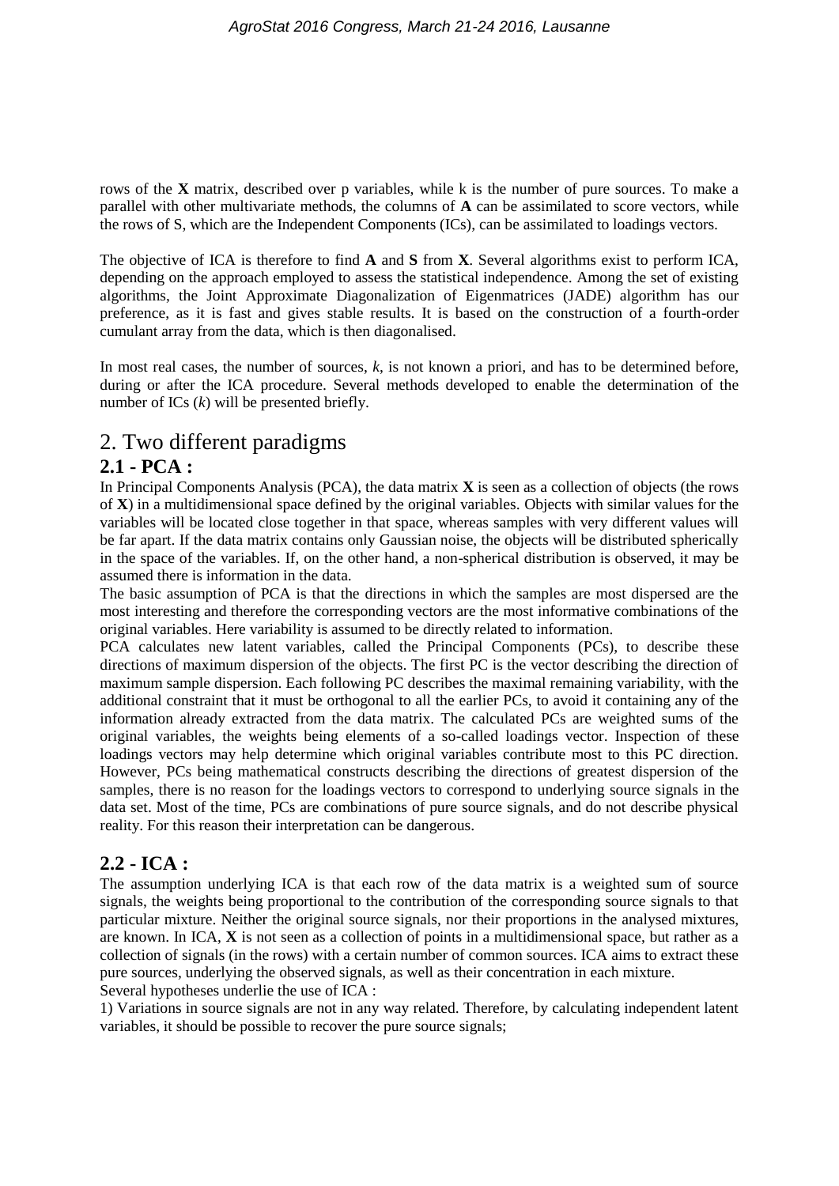rows of the **X** matrix, described over p variables, while k is the number of pure sources. To make a parallel with other multivariate methods, the columns of **A** can be assimilated to score vectors, while the rows of S, which are the Independent Components (ICs), can be assimilated to loadings vectors.

The objective of ICA is therefore to find **A** and **S** from **X**. Several algorithms exist to perform ICA, depending on the approach employed to assess the statistical independence. Among the set of existing algorithms, the Joint Approximate Diagonalization of Eigenmatrices (JADE) algorithm has our preference, as it is fast and gives stable results. It is based on the construction of a fourth-order cumulant array from the data, which is then diagonalised.

In most real cases, the number of sources, *k*, is not known a priori, and has to be determined before, during or after the ICA procedure. Several methods developed to enable the determination of the number of ICs (*k*) will be presented briefly.

# 2. Two different paradigms

## 2.1 - PCA :

In Principal Components Analysis (PCA), the data matrix **X** is seen as a collection of objects (the rows of **X**) in a multidimensional space defined by the original variables. Objects with similar values for the variables will be located close together in that space, whereas samples with very different values will be far apart. If the data matrix contains only Gaussian noise, the objects will be distributed spherically in the space of the variables. If, on the other hand, a non-spherical distribution is observed, it may be assumed there is information in the data.

The basic assumption of PCA is that the directions in which the samples are most dispersed are the most interesting and therefore the corresponding vectors are the most informative combinations of the original variables. Here variability is assumed to be directly related to information.

PCA calculates new latent variables, called the Principal Components (PCs), to describe these directions of maximum dispersion of the objects. The first PC is the vector describing the direction of maximum sample dispersion. Each following PC describes the maximal remaining variability, with the additional constraint that it must be orthogonal to all the earlier PCs, to avoid it containing any of the information already extracted from the data matrix. The calculated PCs are weighted sums of the original variables, the weights being elements of a so-called loadings vector. Inspection of these loadings vectors may help determine which original variables contribute most to this PC direction. However, PCs being mathematical constructs describing the directions of greatest dispersion of the samples, there is no reason for the loadings vectors to correspond to underlying source signals in the data set. Most of the time, PCs are combinations of pure source signals, and do not describe physical reality. For this reason their interpretation can be dangerous.

## 2.2 - ICA :

The assumption underlying ICA is that each row of the data matrix is a weighted sum of source signals, the weights being proportional to the contribution of the corresponding source signals to that particular mixture. Neither the original source signals, nor their proportions in the analysed mixtures, are known. In ICA, **X** is not seen as a collection of points in a multidimensional space, but rather as a collection of signals (in the rows) with a certain number of common sources. ICA aims to extract these pure sources, underlying the observed signals, as well as their concentration in each mixture.

Several hypotheses underlie the use of ICA :

1) Variations in source signals are not in any way related. Therefore, by calculating independent latent variables, it should be possible to recover the pure source signals;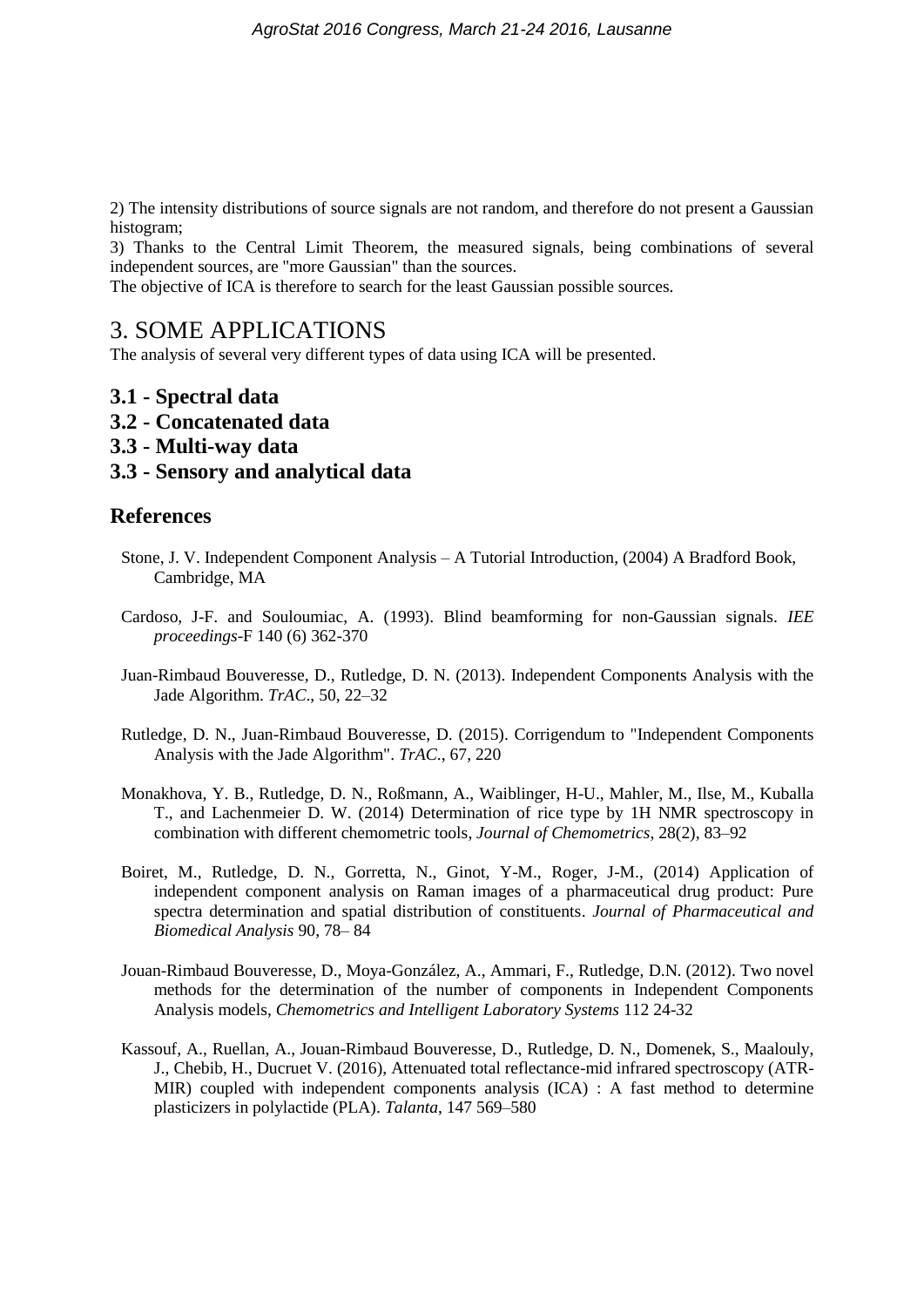2) The intensity distributions of source signals are not random, and therefore do not present a Gaussian histogram;

3) Thanks to the Central Limit Theorem, the measured signals, being combinations of several independent sources, are "more Gaussian" than the sources.

The objective of ICA is therefore to search for the least Gaussian possible sources.

## 3. SOME APPLICATIONS

The analysis of several very different types of data using ICA will be presented.

### 3.1 - Spectral data

### 3.2 - Concatenated data

### 3.3 - Multi-way data

### 3.3 - Sensory and analytical data

## References

Stone, J. V. Independent Component Analysis – A Tutorial Introduction, (2004) A Bradford Book, Cambridge, MA

Cardoso, J-F. and Souloumiac, A. (1993). Blind beamforming for non-Gaussian signals. *IEE proceedings*-F 140 (6) 362-370

Juan-Rimbaud Bouveresse, D., Rutledge, D. N. (2013). Independent Components Analysis with the Jade Algorithm. *TrAC*., 50, 22–32

Rutledge, D. N., Juan-Rimbaud Bouveresse, D. (2015). Corrigendum to "Independent Components Analysis with the Jade Algorithm". *TrAC*., 67, 220

Monakhova, Y. B., Rutledge, D. N., Roßmann, A., Waiblinger, H-U., Mahler, M., Ilse, M., Kuballa T., and Lachenmeier D. W. (2014) Determination of rice type by 1H NMR spectroscopy in combination with different chemometric tools, *Journal of Chemometrics*, 28(2), 83–92

Boiret, M., Rutledge, D. N., Gorretta, N., Ginot, Y-M., Roger, J-M., (2014) Application of independent component analysis on Raman images of a pharmaceutical drug product: Pure spectra determination and spatial distribution of constituents. *Journal of Pharmaceutical and Biomedical Analysis* 90, 78– 84

Jouan-Rimbaud Bouveresse, D., Moya-González, A., Ammari, F., Rutledge, D.N. (2012). Two novel methods for the determination of the number of components in Independent Components Analysis models, *Chemometrics and Intelligent Laboratory Systems* 112 24-32

Kassouf, A., Ruellan, A., Jouan-Rimbaud Bouveresse, D., Rutledge, D. N., Domenek, S., Maalouly, J., Chebib, H., Ducruet V. (2016), Attenuated total reflectance-mid infrared spectroscopy (ATR-MIR) coupled with independent components analysis (ICA) : A fast method to determine plasticizers in polylactide (PLA). *Talanta*, 147 569–580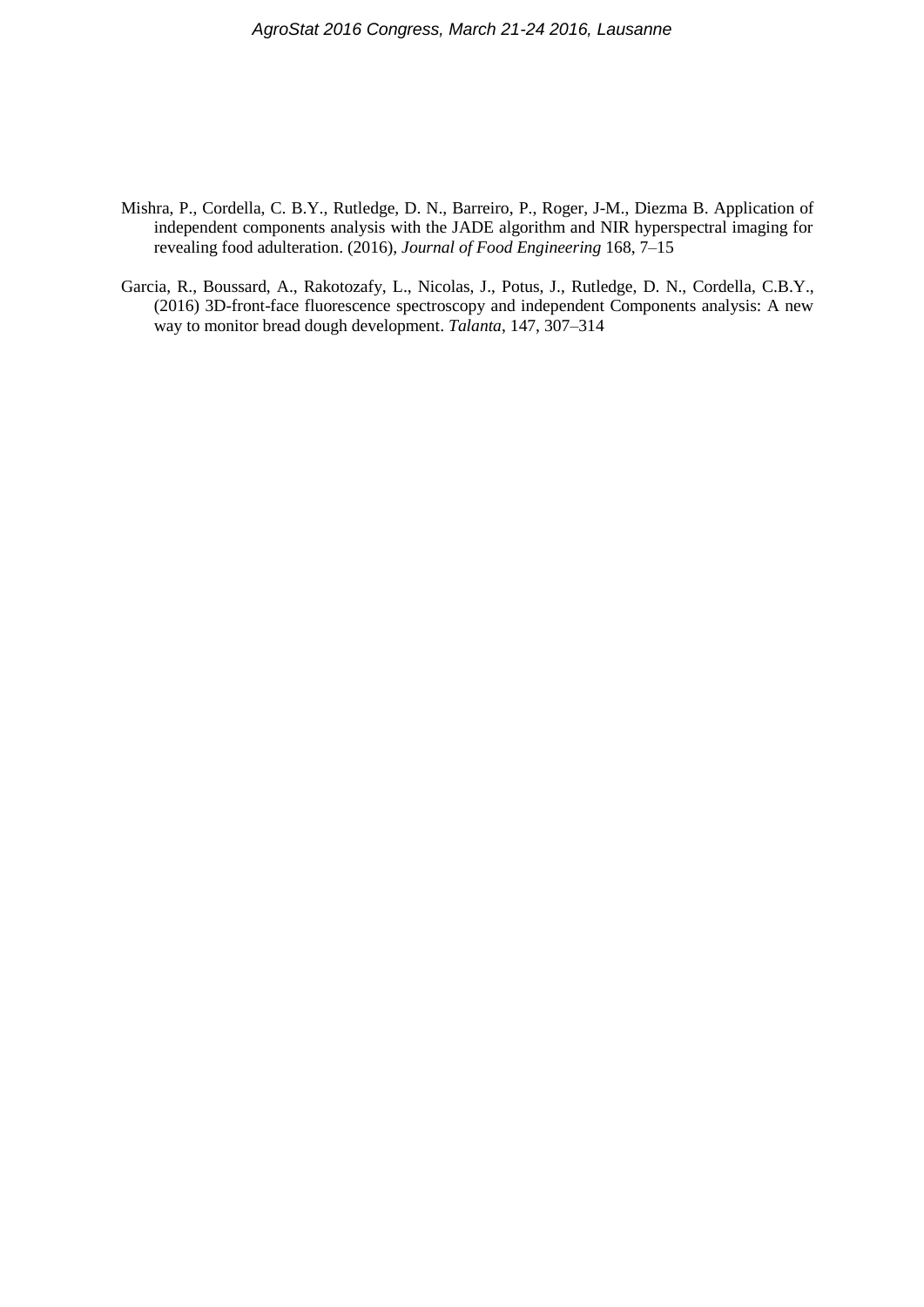Mishra, P., Cordella, C. B.Y., Rutledge, D. N., Barreiro, P., Roger, J-M., Diezma B. Application of independent components analysis with the JADE algorithm and NIR hyperspectral imaging for revealing food adulteration. (2016), *Journal of Food Engineering* 168, 7–15

Garcia, R., Boussard, A., Rakotozafy, L., Nicolas, J., Potus, J., Rutledge, D. N., Cordella, C.B.Y., (2016) 3D-front-face fluorescence spectroscopy and independent Components analysis: A new way to monitor bread dough development. *Talanta*, 147, 307–314